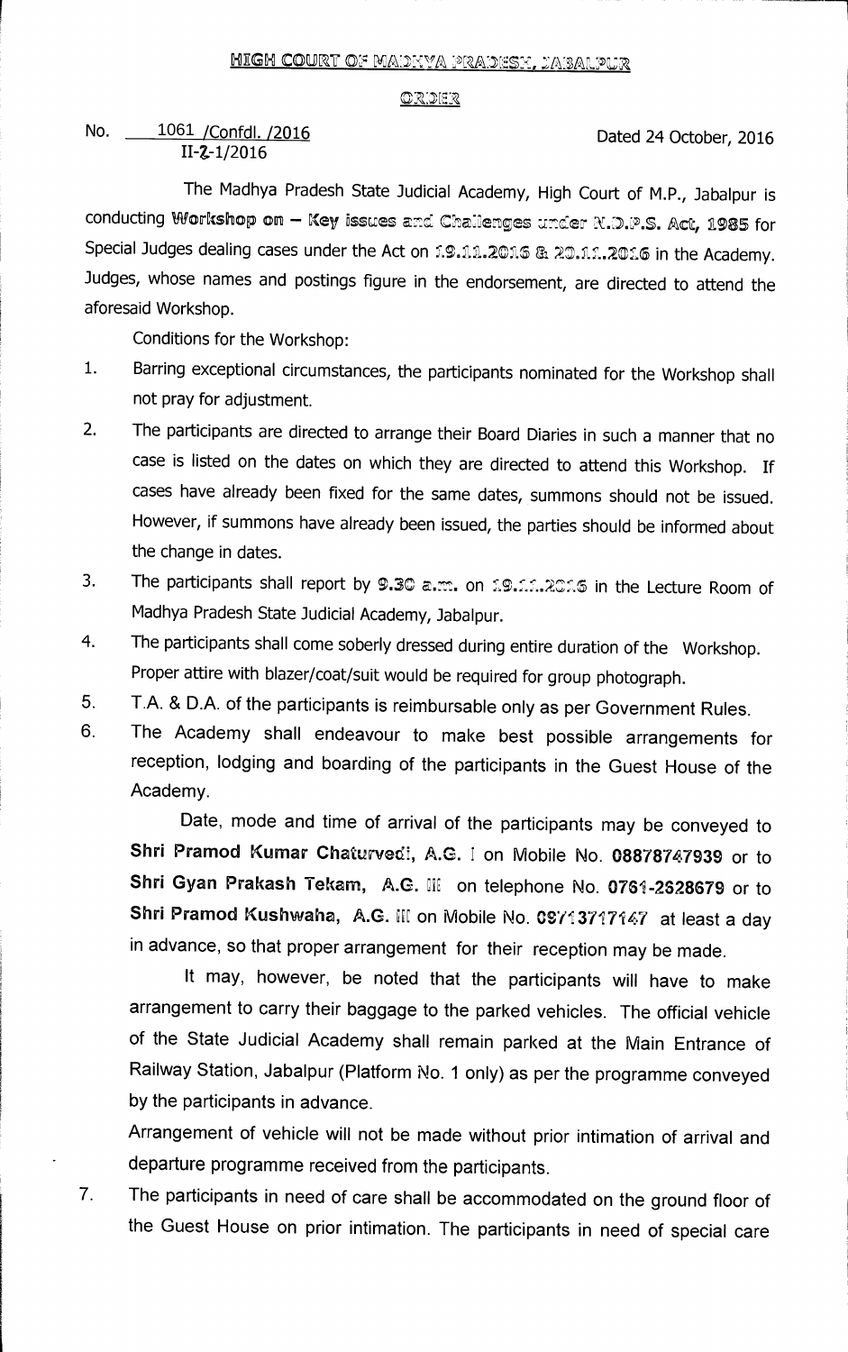# HIGH COURT OF MADHYA PRADESH, JABALPUR

## ORDER

No. 1061 /Confdl. /2016
II-2-1/2016

Dated 24 October, 2016

The Madhya Pradesh State Judicial Academy, High Court of M.P., Jabalpur is conducting **Workshop on – Key issues and Challenges under N.D.P.S. Act, 1985** for Special Judges dealing cases under the Act on **19.11.2016 & 20.11.2016** in the Academy. Judges, whose names and postings figure in the endorsement, are directed to attend the aforesaid Workshop.

Conditions for the Workshop:

1. Barring exceptional circumstances, the participants nominated for the Workshop shall not pray for adjustment.
2. The participants are directed to arrange their Board Diaries in such a manner that no case is listed on the dates on which they are directed to attend this Workshop. If cases have already been fixed for the same dates, summons should not be issued. However, if summons have already been issued, the parties should be informed about the change in dates.
3. The participants shall report by **9.30 a.m.** on **19.11.2016** in the Lecture Room of Madhya Pradesh State Judicial Academy, Jabalpur.
4. The participants shall come soberly dressed during entire duration of the Workshop. Proper attire with blazer/coat/suit would be required for group photograph.
5. T.A. & D.A. of the participants is reimbursable only as per Government Rules.
6. The Academy shall endeavour to make best possible arrangements for reception, lodging and boarding of the participants in the Guest House of the Academy.

   Date, mode and time of arrival of the participants may be conveyed to **Shri Pramod Kumar Chaturvedi, A.G. I** on Mobile No. **08878747939** or to **Shri Gyan Prakash Tekam, A.G. III** on telephone No. **0761-2628679** or to **Shri Pramod Kushwaha, A.G. III** on Mobile No. **09713717147** at least a day in advance, so that proper arrangement for their reception may be made.

   It may, however, be noted that the participants will have to make arrangement to carry their baggage to the parked vehicles. The official vehicle of the State Judicial Academy shall remain parked at the Main Entrance of Railway Station, Jabalpur (Platform No. 1 only) as per the programme conveyed by the participants in advance.

   Arrangement of vehicle will not be made without prior intimation of arrival and departure programme received from the participants.
7. The participants in need of care shall be accommodated on the ground floor of the Guest House on prior intimation. The participants in need of special care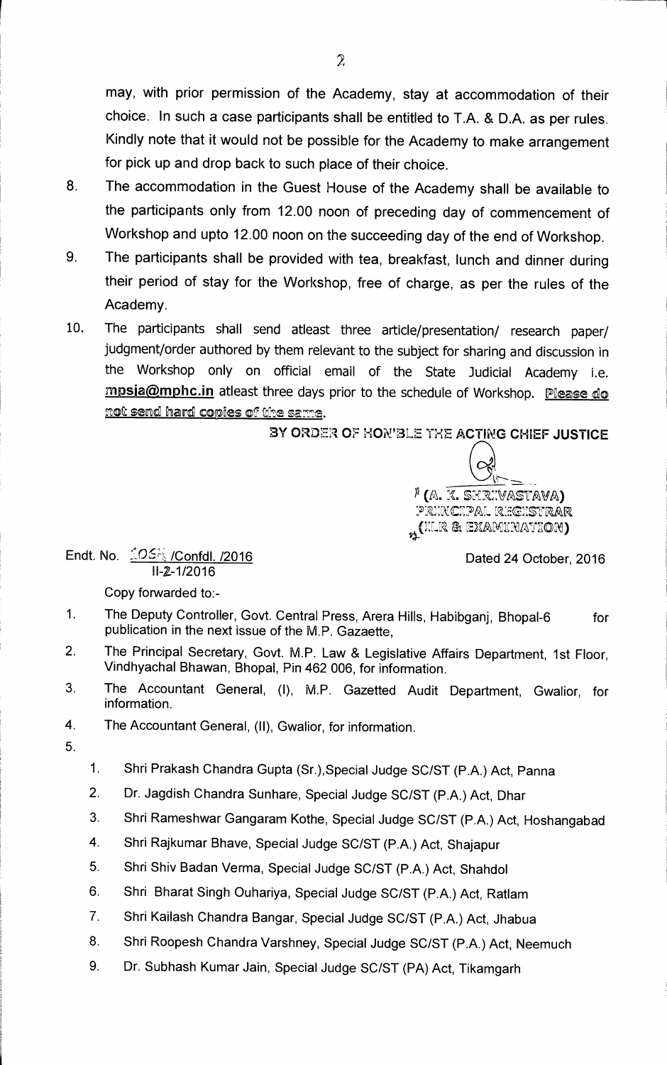may, with prior permission of the Academy, stay at accommodation of their choice. In such a case participants shall be entitled to T.A. & D.A. as per rules. Kindly note that it would not be possible for the Academy to make arrangement for pick up and drop back to such place of their choice.

8. The accommodation in the Guest House of the Academy shall be available to the participants only from 12.00 noon of preceding day of commencement of Workshop and upto 12.00 noon on the succeeding day of the end of Workshop.
9. The participants shall be provided with tea, breakfast, lunch and dinner during their period of stay for the Workshop, free of charge, as per the rules of the Academy.
10. The participants shall send atleast three article/presentation/ research paper/ judgment/order authored by them relevant to the subject for sharing and discussion in the Workshop only on official email of the State Judicial Academy i.e. **mpsja@mphc.in** atleast three days prior to the schedule of Workshop. **Please do not send hard copies of the same.**

**BY ORDER OF HON'BLE THE ACTING CHIEF JUSTICE**

**(A. K. SHRIVASTAVA)**
**PRINCIPAL REGISTRAR**
**(ILR & EXAMINATION)**

Endt. No. 2068 /Confdl. /2016
II-2-1/2016

Dated 24 October, 2016

Copy forwarded to:-

1. The Deputy Controller, Govt. Central Press, Arera Hills, Habibganj, Bhopal-6 for publication in the next issue of the M.P. Gazaette,
2. The Principal Secretary, Govt. M.P. Law & Legislative Affairs Department, 1st Floor, Vindhyachal Bhawan, Bhopal, Pin 462 006, for information.
3. The Accountant General, (I), M.P. Gazetted Audit Department, Gwalior, for information.
4. The Accountant General, (II), Gwalior, for information.
5. 
   1. Shri Prakash Chandra Gupta (Sr.),Special Judge SC/ST (P.A.) Act, Panna
   2. Dr. Jagdish Chandra Sunhare, Special Judge SC/ST (P.A.) Act, Dhar
   3. Shri Rameshwar Gangaram Kothe, Special Judge SC/ST (P.A.) Act, Hoshangabad
   4. Shri Rajkumar Bhave, Special Judge SC/ST (P.A.) Act, Shajapur
   5. Shri Shiv Badan Verma, Special Judge SC/ST (P.A.) Act, Shahdol
   6. Shri Bharat Singh Ouhariya, Special Judge SC/ST (P.A.) Act, Ratlam
   7. Shri Kailash Chandra Bangar, Special Judge SC/ST (P.A.) Act, Jhabua
   8. Shri Roopesh Chandra Varshney, Special Judge SC/ST (P.A.) Act, Neemuch
   9. Dr. Subhash Kumar Jain, Special Judge SC/ST (PA) Act, Tikamgarh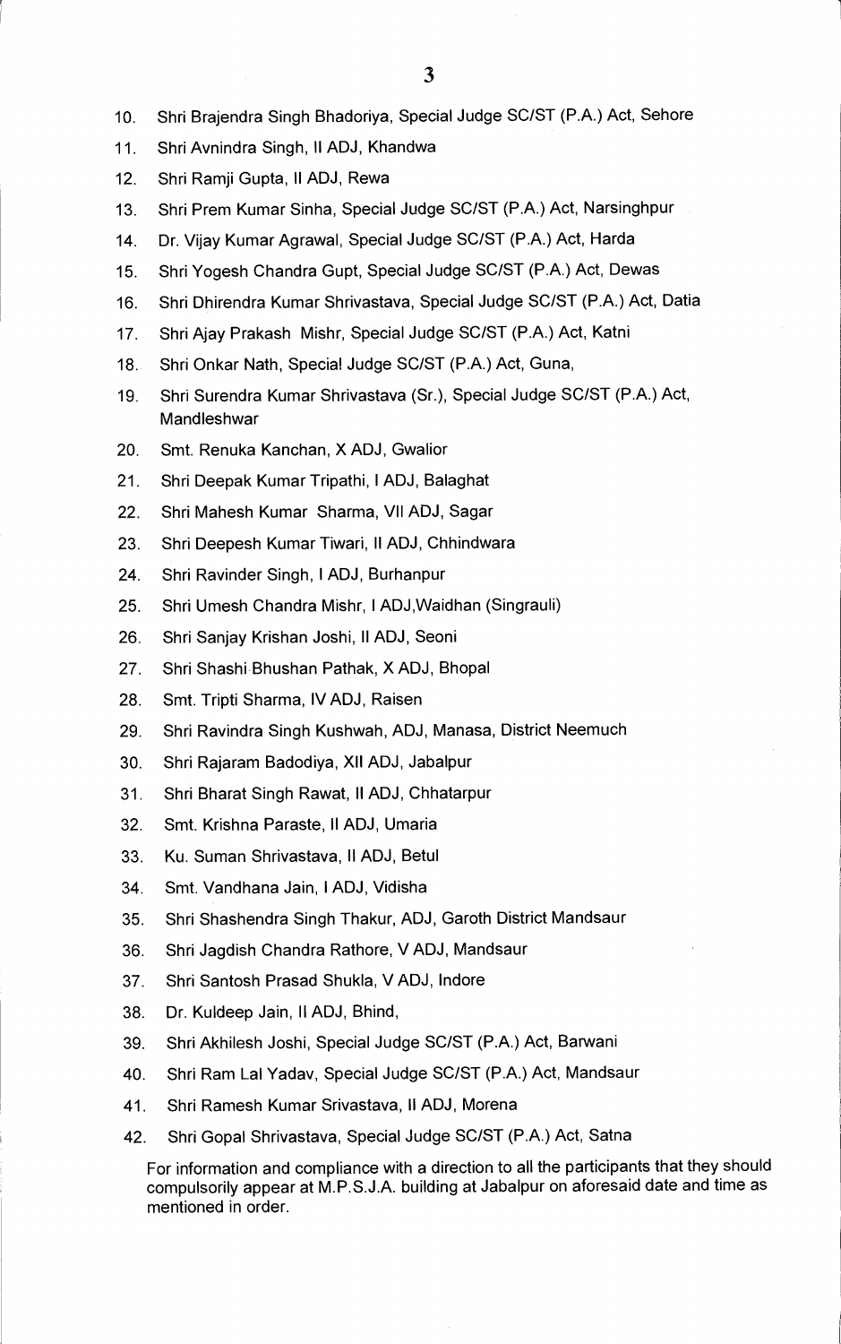10. Shri Brajendra Singh Bhadoriya, Special Judge SC/ST (P.A.) Act, Sehore
11. Shri Avnindra Singh, II ADJ, Khandwa
12. Shri Ramji Gupta, II ADJ, Rewa
13. Shri Prem Kumar Sinha, Special Judge SC/ST (P.A.) Act, Narsinghpur
14. Dr. Vijay Kumar Agrawal, Special Judge SC/ST (P.A.) Act, Harda
15. Shri Yogesh Chandra Gupt, Special Judge SC/ST (P.A.) Act, Dewas
16. Shri Dhirendra Kumar Shrivastava, Special Judge SC/ST (P.A.) Act, Datia
17. Shri Ajay Prakash Mishr, Special Judge SC/ST (P.A.) Act, Katni
18. Shri Onkar Nath, Special Judge SC/ST (P.A.) Act, Guna,
19. Shri Surendra Kumar Shrivastava (Sr.), Special Judge SC/ST (P.A.) Act, Mandleshwar
20. Smt. Renuka Kanchan, X ADJ, Gwalior
21. Shri Deepak Kumar Tripathi, I ADJ, Balaghat
22. Shri Mahesh Kumar Sharma, VII ADJ, Sagar
23. Shri Deepesh Kumar Tiwari, II ADJ, Chhindwara
24. Shri Ravinder Singh, I ADJ, Burhanpur
25. Shri Umesh Chandra Mishr, I ADJ,Waidhan (Singrauli)
26. Shri Sanjay Krishan Joshi, II ADJ, Seoni
27. Shri Shashi Bhushan Pathak, X ADJ, Bhopal
28. Smt. Tripti Sharma, IV ADJ, Raisen
29. Shri Ravindra Singh Kushwah, ADJ, Manasa, District Neemuch
30. Shri Rajaram Badodiya, XII ADJ, Jabalpur
31. Shri Bharat Singh Rawat, II ADJ, Chhatarpur
32. Smt. Krishna Paraste, II ADJ, Umaria
33. Ku. Suman Shrivastava, II ADJ, Betul
34. Smt. Vandhana Jain, I ADJ, Vidisha
35. Shri Shashendra Singh Thakur, ADJ, Garoth District Mandsaur
36. Shri Jagdish Chandra Rathore, V ADJ, Mandsaur
37. Shri Santosh Prasad Shukla, V ADJ, Indore
38. Dr. Kuldeep Jain, II ADJ, Bhind,
39. Shri Akhilesh Joshi, Special Judge SC/ST (P.A.) Act, Barwani
40. Shri Ram Lal Yadav, Special Judge SC/ST (P.A.) Act, Mandsaur
41. Shri Ramesh Kumar Srivastava, II ADJ, Morena
42. Shri Gopal Shrivastava, Special Judge SC/ST (P.A.) Act, Satna

For information and compliance with a direction to all the participants that they should compulsorily appear at M.P.S.J.A. building at Jabalpur on aforesaid date and time as mentioned in order.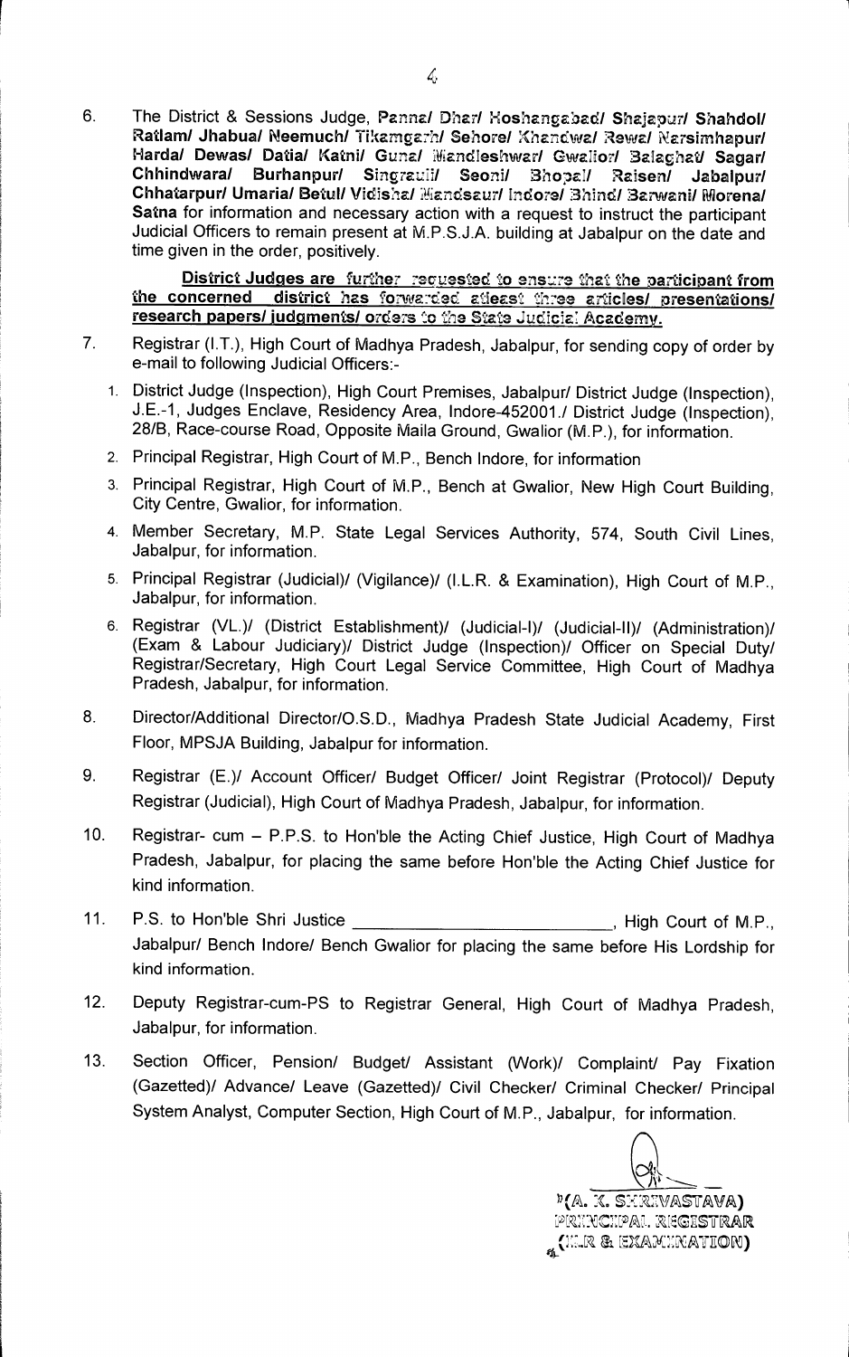6. The District & Sessions Judge, **Panna/ Dhar/ Hoshangabad/ Shajapur/ Shahdol/ Ratlam/ Jhabua/ Neemuch/ Tikamgarh/ Sehore/ Khandwa/ Rewa/ Narsimhapur/ Harda/ Dewas/ Datia/ Katni/ Guna/ Mandleshwar/ Gwalior/ Balaghat/ Sagar/ Chhindwara/ Burhanpur/ Singrauli/ Seoni/ Bhopal/ Raisen/ Jabalpur/ Chhatarpur/ Umaria/ Betul/ Vidisha/ Mandsaur/ Indore/ Bhind/ Barwani/ Morena/ Satna** for information and necessary action with a request to instruct the participant Judicial Officers to remain present at M.P.S.J.A. building at Jabalpur on the date and time given in the order, positively.

   **District Judges are further requested to ensure that the participant from the concerned district has forwarded atleast three articles/ presentations/ research papers/ judgments/ orders to the State Judicial Academy.**

7. Registrar (I.T.), High Court of Madhya Pradesh, Jabalpur, for sending copy of order by e-mail to following Judicial Officers:-
   1. District Judge (Inspection), High Court Premises, Jabalpur/ District Judge (Inspection), J.E.-1, Judges Enclave, Residency Area, Indore-452001./ District Judge (Inspection), 28/B, Race-course Road, Opposite Maila Ground, Gwalior (M.P.), for information.
   2. Principal Registrar, High Court of M.P., Bench Indore, for information
   3. Principal Registrar, High Court of M.P., Bench at Gwalior, New High Court Building, City Centre, Gwalior, for information.
   4. Member Secretary, M.P. State Legal Services Authority, 574, South Civil Lines, Jabalpur, for information.
   5. Principal Registrar (Judicial)/ (Vigilance)/ (I.L.R. & Examination), High Court of M.P., Jabalpur, for information.
   6. Registrar (VL.)/ (District Establishment)/ (Judicial-I)/ (Judicial-II)/ (Administration)/ (Exam & Labour Judiciary)/ District Judge (Inspection)/ Officer on Special Duty/ Registrar/Secretary, High Court Legal Service Committee, High Court of Madhya Pradesh, Jabalpur, for information.

8. Director/Additional Director/O.S.D., Madhya Pradesh State Judicial Academy, First Floor, MPSJA Building, Jabalpur for information.

9. Registrar (E.)/ Account Officer/ Budget Officer/ Joint Registrar (Protocol)/ Deputy Registrar (Judicial), High Court of Madhya Pradesh, Jabalpur, for information.

10. Registrar- cum – P.P.S. to Hon'ble the Acting Chief Justice, High Court of Madhya Pradesh, Jabalpur, for placing the same before Hon'ble the Acting Chief Justice for kind information.

11. P.S. to Hon'ble Shri Justice \_\_\_\_\_\_\_\_\_\_\_\_\_\_\_\_\_\_\_\_\_\_\_\_\_\_\_\_, High Court of M.P., Jabalpur/ Bench Indore/ Bench Gwalior for placing the same before His Lordship for kind information.

12. Deputy Registrar-cum-PS to Registrar General, High Court of Madhya Pradesh, Jabalpur, for information.

13. Section Officer, Pension/ Budget/ Assistant (Work)/ Complaint/ Pay Fixation (Gazetted)/ Advance/ Leave (Gazetted)/ Civil Checker/ Criminal Checker/ Principal System Analyst, Computer Section, High Court of M.P., Jabalpur, for information.

(A. K. SHRIVASTAVA)
PRINCIPAL REGISTRAR
(ILR & EXAMINATION)